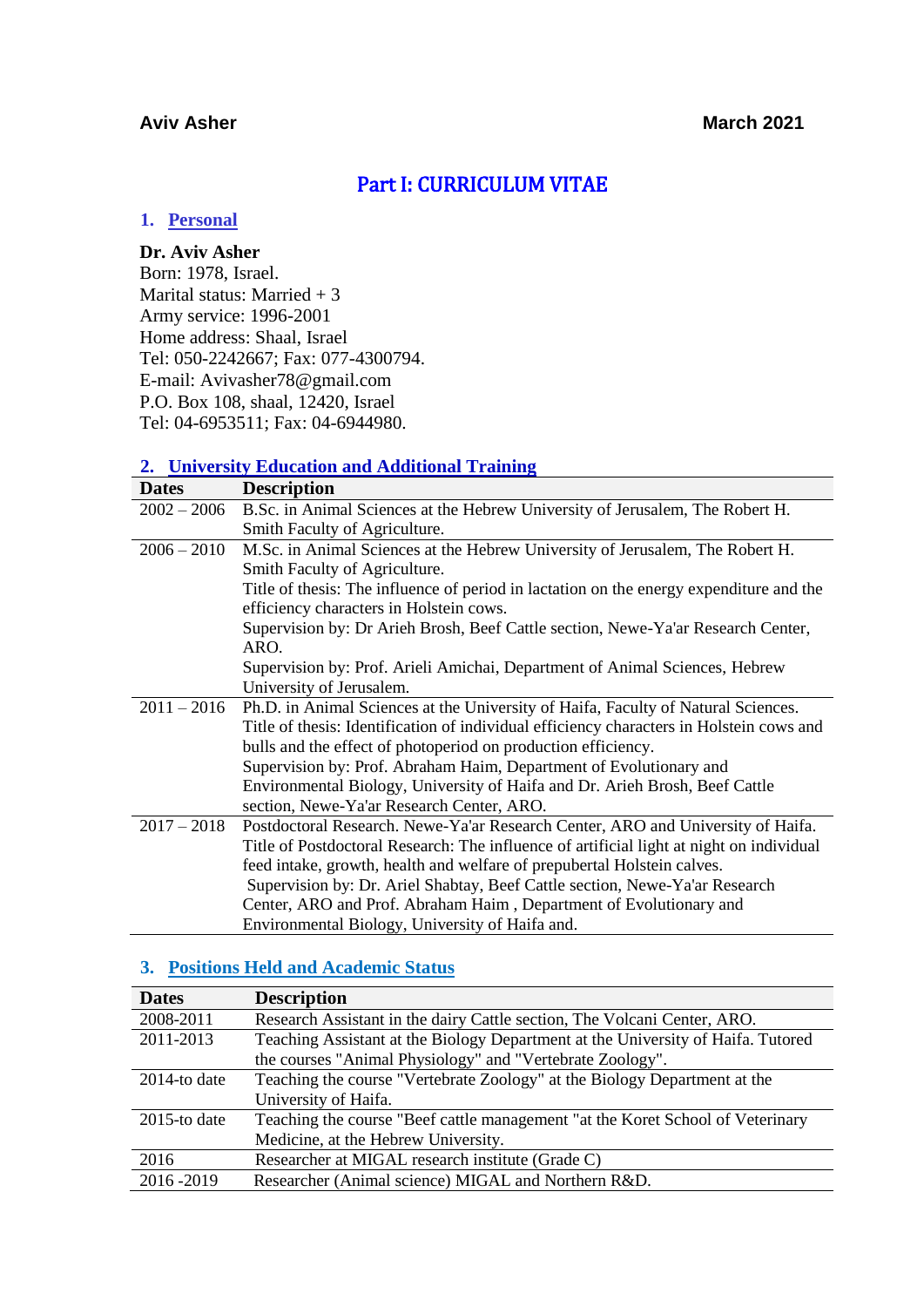**Aviv Asher** **March 2021**

# Part I: CURRICULUM VITAE

## 1. Personal

**Dr. Aviv Asher**
Born: 1978, Israel.
Marital status: Married + 3
Army service: 1996-2001
Home address: Shaal, Israel
Tel: 050-2242667; Fax: 077-4300794.
E-mail: Avivasher78@gmail.com
P.O. Box 108, shaal, 12420, Israel
Tel: 04-6953511; Fax: 04-6944980.

## 2. University Education and Additional Training

| Dates | Description |
|---|---|
| 2002 – 2006 | B.Sc. in Animal Sciences at the Hebrew University of Jerusalem, The Robert H. Smith Faculty of Agriculture. |
| 2006 – 2010 | M.Sc. in Animal Sciences at the Hebrew University of Jerusalem, The Robert H. Smith Faculty of Agriculture.<br>Title of thesis: The influence of period in lactation on the energy expenditure and the efficiency characters in Holstein cows.<br>Supervision by: Dr Arieh Brosh, Beef Cattle section, Newe-Ya'ar Research Center, ARO.<br>Supervision by: Prof. Arieli Amichai, Department of Animal Sciences, Hebrew University of Jerusalem. |
| 2011 – 2016 | Ph.D. in Animal Sciences at the University of Haifa, Faculty of Natural Sciences.<br>Title of thesis: Identification of individual efficiency characters in Holstein cows and bulls and the effect of photoperiod on production efficiency.<br>Supervision by: Prof. Abraham Haim, Department of Evolutionary and Environmental Biology, University of Haifa and Dr. Arieh Brosh, Beef Cattle section, Newe-Ya'ar Research Center, ARO. |
| 2017 – 2018 | Postdoctoral Research. Newe-Ya'ar Research Center, ARO and University of Haifa.<br>Title of Postdoctoral Research: The influence of artificial light at night on individual feed intake, growth, health and welfare of prepubertal Holstein calves.<br>Supervision by: Dr. Ariel Shabtay, Beef Cattle section, Newe-Ya'ar Research Center, ARO and Prof. Abraham Haim , Department of Evolutionary and Environmental Biology, University of Haifa and. |

## 3. Positions Held and Academic Status

| Dates | Description |
|---|---|
| 2008-2011 | Research Assistant in the dairy Cattle section, The Volcani Center, ARO. |
| 2011-2013 | Teaching Assistant at the Biology Department at the University of Haifa. Tutored the courses "Animal Physiology" and "Vertebrate Zoology". |
| 2014-to date | Teaching the course "Vertebrate Zoology" at the Biology Department at the University of Haifa. |
| 2015-to date | Teaching the course "Beef cattle management "at the Koret School of Veterinary Medicine, at the Hebrew University. |
| 2016 | Researcher at MIGAL research institute (Grade C) |
| 2016 -2019 | Researcher (Animal science) MIGAL and Northern R&D. |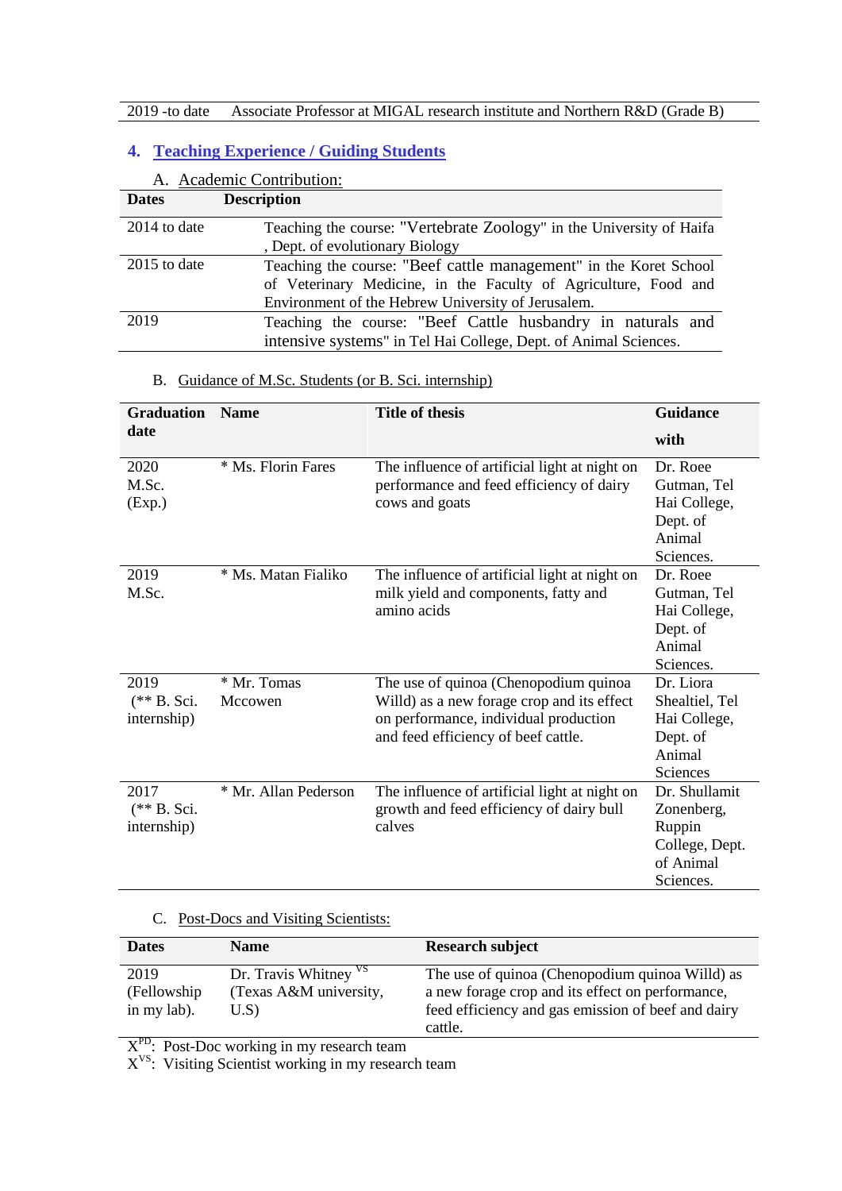| | |
|---|---|
| 2019 -to date | Associate Professor at MIGAL research institute and Northern R&D (Grade B) |

## 4. Teaching Experience / Guiding Students

### A. Academic Contribution:

| Dates | Description |
|---|---|
| 2014 to date | Teaching the course: "Vertebrate Zoology" in the University of Haifa , Dept. of evolutionary Biology |
| 2015 to date | Teaching the course: "Beef cattle management" in the Koret School of Veterinary Medicine, in the Faculty of Agriculture, Food and Environment of the Hebrew University of Jerusalem. |
| 2019 | Teaching the course: "Beef Cattle husbandry in naturals and intensive systems" in Tel Hai College, Dept. of Animal Sciences. |

### B. Guidance of M.Sc. Students (or B. Sci. internship)

| Graduation date | Name | Title of thesis | Guidance with |
|---|---|---|---|
| 2020 M.Sc. (Exp.) | * Ms. Florin Fares | The influence of artificial light at night on performance and feed efficiency of dairy cows and goats | Dr. Roee Gutman, Tel Hai College, Dept. of Animal Sciences. |
| 2019 M.Sc. | * Ms. Matan Fialiko | The influence of artificial light at night on milk yield and components, fatty and amino acids | Dr. Roee Gutman, Tel Hai College, Dept. of Animal Sciences. |
| 2019 (** B. Sci. internship) | * Mr. Tomas Mccowen | The use of quinoa (Chenopodium quinoa Willd) as a new forage crop and its effect on performance, individual production and feed efficiency of beef cattle. | Dr. Liora Shealtiel, Tel Hai College, Dept. of Animal Sciences |
| 2017 (** B. Sci. internship) | * Mr. Allan Pederson | The influence of artificial light at night on growth and feed efficiency of dairy bull calves | Dr. Shullamit Zonenberg, Ruppin College, Dept. of Animal Sciences. |

### C. Post-Docs and Visiting Scientists:

| Dates | Name | Research subject |
|---|---|---|
| 2019 (Fellowship in my lab). | Dr. Travis Whitney $^{VS}$ (Texas A&M university, U.S) | The use of quinoa (Chenopodium quinoa Willd) as a new forage crop and its effect on performance, feed efficiency and gas emission of beef and dairy cattle. |

$X^{PD}$: Post-Doc working in my research team
$X^{VS}$: Visiting Scientist working in my research team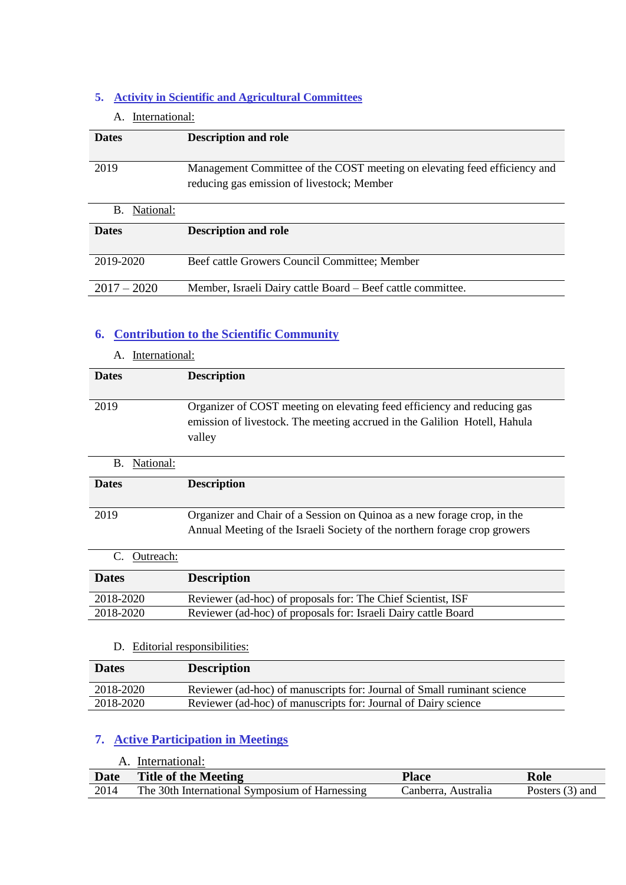## 5. Activity in Scientific and Agricultural Committees

A. International:

| Dates | Description and role |
| --- | --- |
| 2019 | Management Committee of the COST meeting on elevating feed efficiency and reducing gas emission of livestock; Member |

B. National:

| Dates | Description and role |
| --- | --- |
| 2019-2020 | Beef cattle Growers Council Committee; Member |
| 2017 – 2020 | Member, Israeli Dairy cattle Board – Beef cattle committee. |

## 6. Contribution to the Scientific Community

A. International:

| Dates | Description |
| --- | --- |
| 2019 | Organizer of COST meeting on elevating feed efficiency and reducing gas emission of livestock. The meeting accrued in the Galilion Hotell, Hahula valley |

B. National:

| Dates | Description |
| --- | --- |
| 2019 | Organizer and Chair of a Session on Quinoa as a new forage crop, in the Annual Meeting of the Israeli Society of the northern forage crop growers |

C. Outreach:

| Dates | Description |
| --- | --- |
| 2018-2020 | Reviewer (ad-hoc) of proposals for: The Chief Scientist, ISF |
| 2018-2020 | Reviewer (ad-hoc) of proposals for: Israeli Dairy cattle Board |

D. Editorial responsibilities:

| Dates | Description |
| --- | --- |
| 2018-2020 | Reviewer (ad-hoc) of manuscripts for: Journal of Small ruminant science |
| 2018-2020 | Reviewer (ad-hoc) of manuscripts for: Journal of Dairy science |

## 7. Active Participation in Meetings

A. International:

| Date | Title of the Meeting | Place | Role |
| --- | --- | --- | --- |
| 2014 | The 30th International Symposium of Harnessing | Canberra, Australia | Posters (3) and |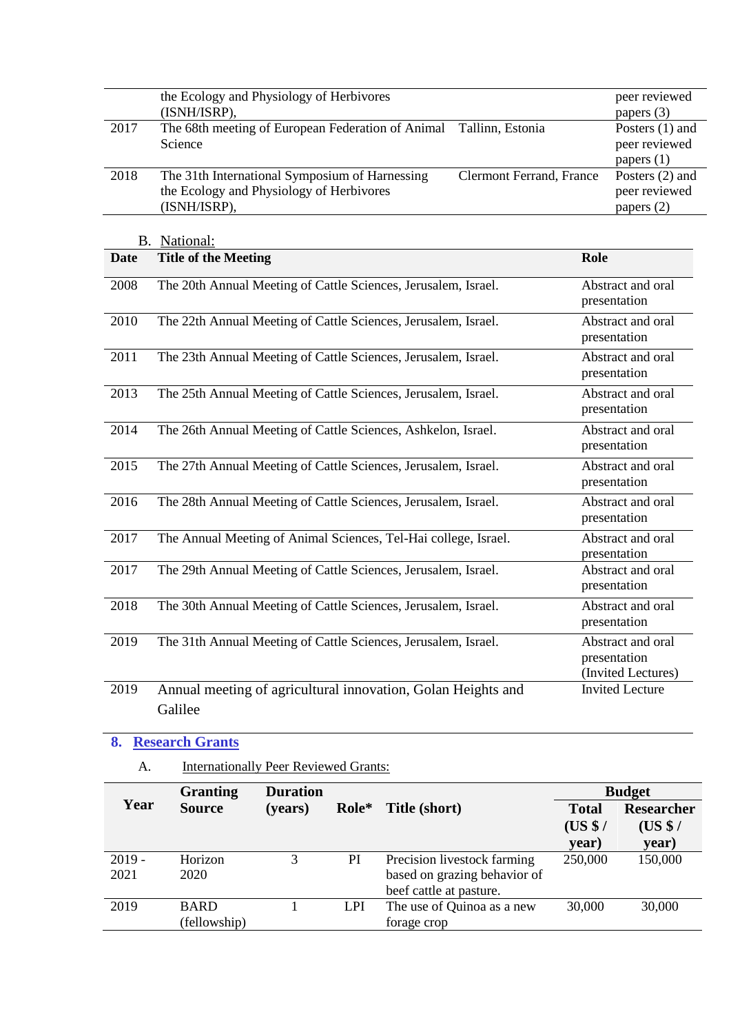| | | | |
|---|---|---|---|
| | the Ecology and Physiology of Herbivores (ISNH/ISRP), | | peer reviewed papers (3) |
| 2017 | The 68th meeting of European Federation of Animal Science | Tallinn, Estonia | Posters (1) and peer reviewed papers (1) |
| 2018 | The 31th International Symposium of Harnessing the Ecology and Physiology of Herbivores (ISNH/ISRP), | Clermont Ferrand, France | Posters (2) and peer reviewed papers (2) |

B. National:

| Date | Title of the Meeting | Role |
|---|---|---|
| 2008 | The 20th Annual Meeting of Cattle Sciences, Jerusalem, Israel. | Abstract and oral presentation |
| 2010 | The 22th Annual Meeting of Cattle Sciences, Jerusalem, Israel. | Abstract and oral presentation |
| 2011 | The 23th Annual Meeting of Cattle Sciences, Jerusalem, Israel. | Abstract and oral presentation |
| 2013 | The 25th Annual Meeting of Cattle Sciences, Jerusalem, Israel. | Abstract and oral presentation |
| 2014 | The 26th Annual Meeting of Cattle Sciences, Ashkelon, Israel. | Abstract and oral presentation |
| 2015 | The 27th Annual Meeting of Cattle Sciences, Jerusalem, Israel. | Abstract and oral presentation |
| 2016 | The 28th Annual Meeting of Cattle Sciences, Jerusalem, Israel. | Abstract and oral presentation |
| 2017 | The Annual Meeting of Animal Sciences, Tel-Hai college, Israel. | Abstract and oral presentation |
| 2017 | The 29th Annual Meeting of Cattle Sciences, Jerusalem, Israel. | Abstract and oral presentation |
| 2018 | The 30th Annual Meeting of Cattle Sciences, Jerusalem, Israel. | Abstract and oral presentation |
| 2019 | The 31th Annual Meeting of Cattle Sciences, Jerusalem, Israel. | Abstract and oral presentation (Invited Lectures) |
| 2019 | Annual meeting of agricultural innovation, Golan Heights and Galilee | Invited Lecture |

## 8. Research Grants

A. Internationally Peer Reviewed Grants:

| Year | Granting Source | Duration (years) | Role* | Title (short) | Budget | |
|---|---|---|---|---|---|---|
| | | | | | Total (US $ / year) | Researcher (US $ / year) |
| 2019 - 2021 | Horizon 2020 | 3 | PI | Precision livestock farming based on grazing behavior of beef cattle at pasture. | 250,000 | 150,000 |
| 2019 | BARD (fellowship) | 1 | LPI | The use of Quinoa as a new forage crop | 30,000 | 30,000 |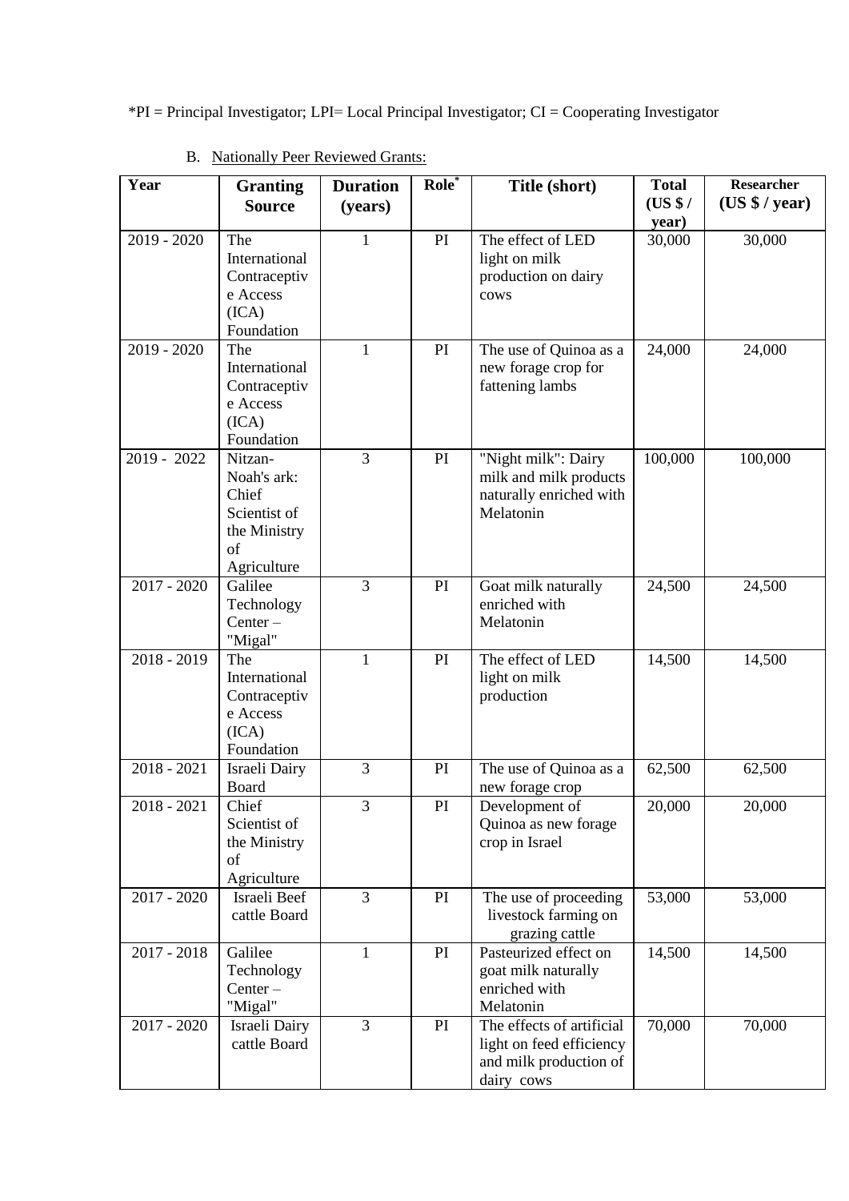*PI = Principal Investigator; LPI= Local Principal Investigator; CI = Cooperating Investigator

B. Nationally Peer Reviewed Grants:

| Year | Granting Source | Duration (years) | Role* | Title (short) | Total (US $ / year) | Researcher (US $ / year) |
|---|---|---|---|---|---|---|
| 2019 - 2020 | The International Contraceptive Access (ICA) Foundation | 1 | PI | The effect of LED light on milk production on dairy cows | 30,000 | 30,000 |
| 2019 - 2020 | The International Contraceptive Access (ICA) Foundation | 1 | PI | The use of Quinoa as a new forage crop for fattening lambs | 24,000 | 24,000 |
| 2019 - 2022 | Nitzan-Noah's ark: Chief Scientist of the Ministry of Agriculture | 3 | PI | "Night milk": Dairy milk and milk products naturally enriched with Melatonin | 100,000 | 100,000 |
| 2017 - 2020 | Galilee Technology Center – "Migal" | 3 | PI | Goat milk naturally enriched with Melatonin | 24,500 | 24,500 |
| 2018 - 2019 | The International Contraceptive Access (ICA) Foundation | 1 | PI | The effect of LED light on milk production | 14,500 | 14,500 |
| 2018 - 2021 | Israeli Dairy Board | 3 | PI | The use of Quinoa as a new forage crop | 62,500 | 62,500 |
| 2018 - 2021 | Chief Scientist of the Ministry of Agriculture | 3 | PI | Development of Quinoa as new forage crop in Israel | 20,000 | 20,000 |
| 2017 - 2020 | Israeli Beef cattle Board | 3 | PI | The use of proceeding livestock farming on grazing cattle | 53,000 | 53,000 |
| 2017 - 2018 | Galilee Technology Center – "Migal" | 1 | PI | Pasteurized effect on goat milk naturally enriched with Melatonin | 14,500 | 14,500 |
| 2017 - 2020 | Israeli Dairy cattle Board | 3 | PI | The effects of artificial light on feed efficiency and milk production of dairy cows | 70,000 | 70,000 |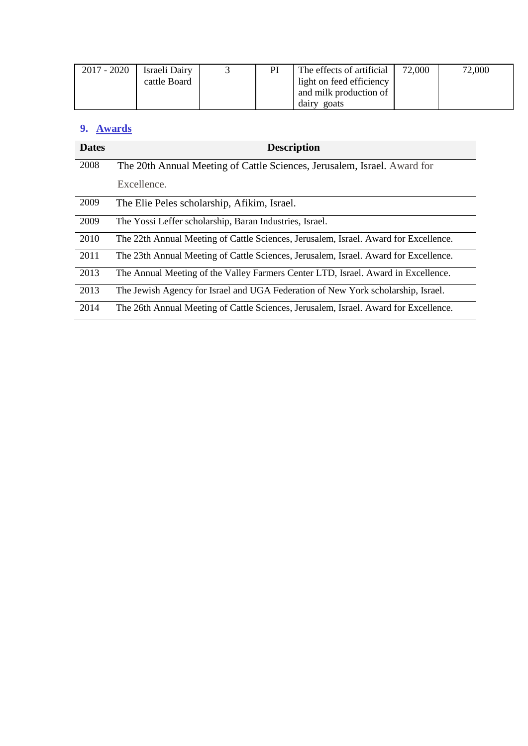| 2017 - 2020 | Israeli Dairy cattle Board | 3 | PI | The effects of artificial light on feed efficiency and milk production of dairy goats | 72,000 | 72,000 |
|---|---|---|---|---|---|---|

## 9. Awards

| Dates | Description |
|---|---|
| 2008 | The 20th Annual Meeting of Cattle Sciences, Jerusalem, Israel. Award for Excellence. |
| 2009 | The Elie Peles scholarship, Afikim, Israel. |
| 2009 | The Yossi Leffer scholarship, Baran Industries, Israel. |
| 2010 | The 22th Annual Meeting of Cattle Sciences, Jerusalem, Israel. Award for Excellence. |
| 2011 | The 23th Annual Meeting of Cattle Sciences, Jerusalem, Israel. Award for Excellence. |
| 2013 | The Annual Meeting of the Valley Farmers Center LTD, Israel. Award in Excellence. |
| 2013 | The Jewish Agency for Israel and UGA Federation of New York scholarship, Israel. |
| 2014 | The 26th Annual Meeting of Cattle Sciences, Jerusalem, Israel. Award for Excellence. |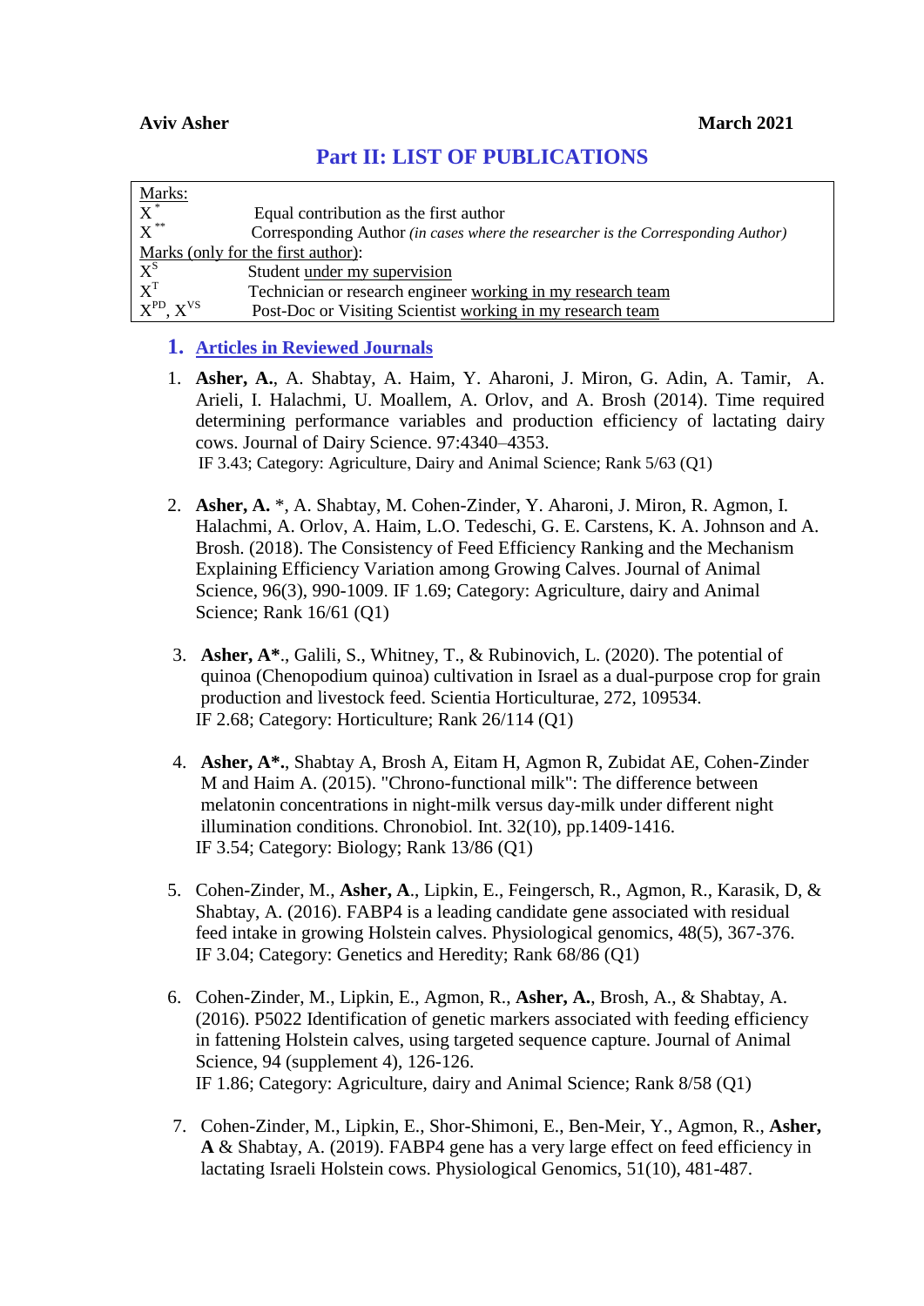**Aviv Asher** **March 2021**

# Part II: LIST OF PUBLICATIONS

| Marks: | |
|---|---|
| $X^{*}$ | Equal contribution as the first author |
| $X^{**}$ | Corresponding Author *(in cases where the researcher is the Corresponding Author)* |
| Marks (only for the first author): | |
| $X^{S}$ | Student under my supervision |
| $X^{T}$ | Technician or research engineer working in my research team |
| $X^{PD}$, $X^{VS}$ | Post-Doc or Visiting Scientist working in my research team |

## 1. Articles in Reviewed Journals

1. **Asher, A.**, A. Shabtay, A. Haim, Y. Aharoni, J. Miron, G. Adin, A. Tamir, A. Arieli, I. Halachmi, U. Moallem, A. Orlov, and A. Brosh (2014). Time required determining performance variables and production efficiency of lactating dairy cows. Journal of Dairy Science. 97:4340–4353.
   IF 3.43; Category: Agriculture, Dairy and Animal Science; Rank 5/63 (Q1)

2. **Asher, A.** *, A. Shabtay, M. Cohen-Zinder, Y. Aharoni, J. Miron, R. Agmon, I. Halachmi, A. Orlov, A. Haim, L.O. Tedeschi, G. E. Carstens, K. A. Johnson and A. Brosh. (2018). The Consistency of Feed Efficiency Ranking and the Mechanism Explaining Efficiency Variation among Growing Calves. Journal of Animal Science, 96(3), 990-1009. IF 1.69; Category: Agriculture, dairy and Animal Science; Rank 16/61 (Q1)

3. **Asher, A*.**, Galili, S., Whitney, T., & Rubinovich, L. (2020). The potential of quinoa (Chenopodium quinoa) cultivation in Israel as a dual-purpose crop for grain production and livestock feed. Scientia Horticulturae, 272, 109534.
   IF 2.68; Category: Horticulture; Rank 26/114 (Q1)

4. **Asher, A*.**, Shabtay A, Brosh A, Eitam H, Agmon R, Zubidat AE, Cohen-Zinder M and Haim A. (2015). "Chrono-functional milk": The difference between melatonin concentrations in night-milk versus day-milk under different night illumination conditions. Chronobiol. Int. 32(10), pp.1409-1416.
   IF 3.54; Category: Biology; Rank 13/86 (Q1)

5. Cohen-Zinder, M., **Asher, A.**, Lipkin, E., Feingersch, R., Agmon, R., Karasik, D, & Shabtay, A. (2016). FABP4 is a leading candidate gene associated with residual feed intake in growing Holstein calves. Physiological genomics, 48(5), 367-376.
   IF 3.04; Category: Genetics and Heredity; Rank 68/86 (Q1)

6. Cohen-Zinder, M., Lipkin, E., Agmon, R., **Asher, A.**, Brosh, A., & Shabtay, A. (2016). P5022 Identification of genetic markers associated with feeding efficiency in fattening Holstein calves, using targeted sequence capture. Journal of Animal Science, 94 (supplement 4), 126-126.
   IF 1.86; Category: Agriculture, dairy and Animal Science; Rank 8/58 (Q1)

7. Cohen-Zinder, M., Lipkin, E., Shor-Shimoni, E., Ben-Meir, Y., Agmon, R., **Asher, A** & Shabtay, A. (2019). FABP4 gene has a very large effect on feed efficiency in lactating Israeli Holstein cows. Physiological Genomics, 51(10), 481-487.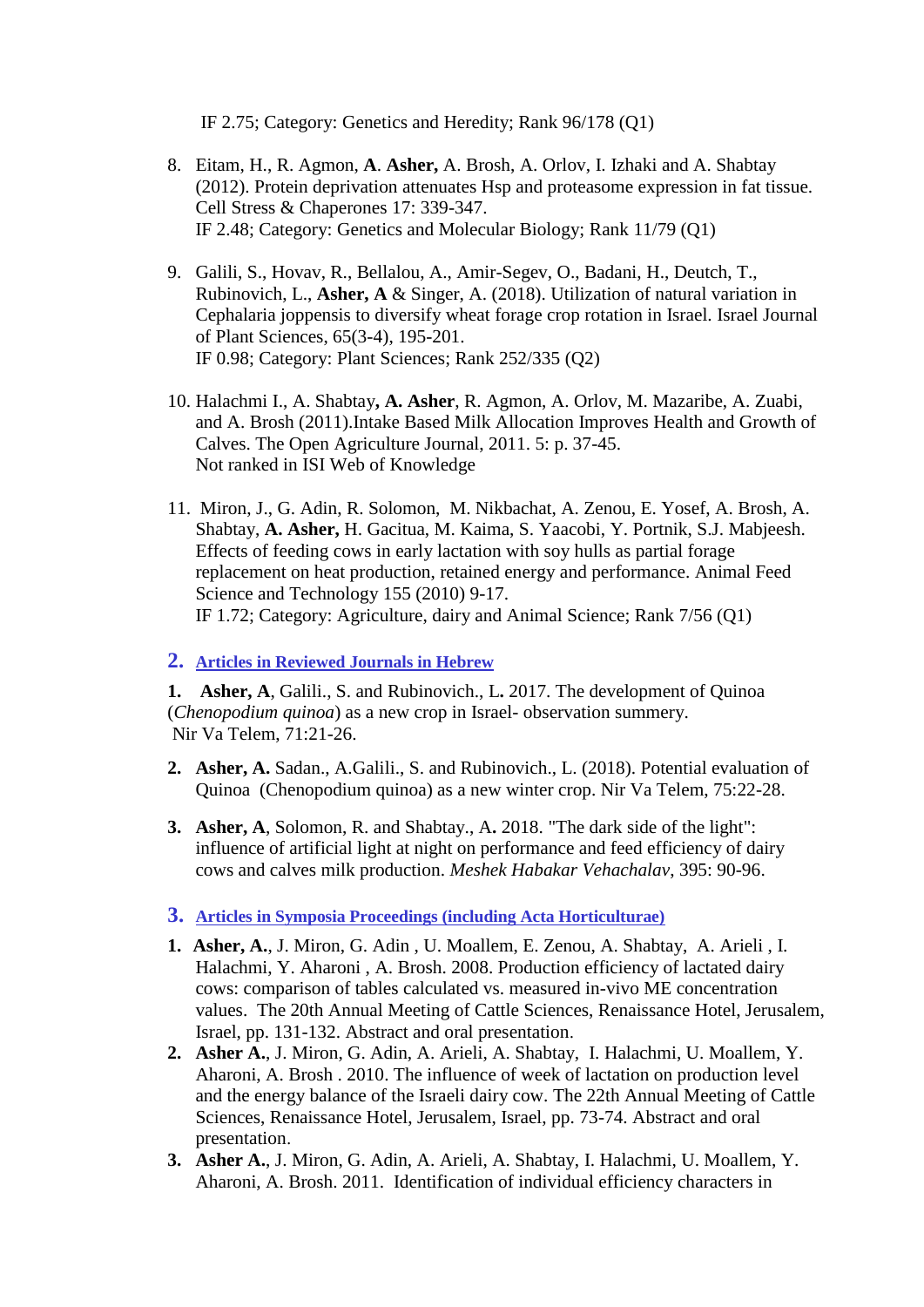IF 2.75; Category: Genetics and Heredity; Rank 96/178 (Q1)

8. Eitam, H., R. Agmon, **A**. **Asher,** A. Brosh, A. Orlov, I. Izhaki and A. Shabtay (2012). Protein deprivation attenuates Hsp and proteasome expression in fat tissue. Cell Stress & Chaperones 17: 339-347.
   IF 2.48; Category: Genetics and Molecular Biology; Rank 11/79 (Q1)

9. Galili, S., Hovav, R., Bellalou, A., Amir-Segev, O., Badani, H., Deutch, T., Rubinovich, L., **Asher, A** & Singer, A. (2018). Utilization of natural variation in Cephalaria joppensis to diversify wheat forage crop rotation in Israel. Israel Journal of Plant Sciences, 65(3-4), 195-201.
   IF 0.98; Category: Plant Sciences; Rank 252/335 (Q2)

10. Halachmi I., A. Shabtay**, A. Asher**, R. Agmon, A. Orlov, M. Mazaribe, A. Zuabi, and A. Brosh (2011).Intake Based Milk Allocation Improves Health and Growth of Calves. The Open Agriculture Journal, 2011. 5: p. 37-45.
    Not ranked in ISI Web of Knowledge

11. Miron, J., G. Adin, R. Solomon, M. Nikbachat, A. Zenou, E. Yosef, A. Brosh, A. Shabtay, **A. Asher,** H. Gacitua, M. Kaima, S. Yaacobi, Y. Portnik, S.J. Mabjeesh. Effects of feeding cows in early lactation with soy hulls as partial forage replacement on heat production, retained energy and performance. Animal Feed Science and Technology 155 (2010) 9-17.
    IF 1.72; Category: Agriculture, dairy and Animal Science; Rank 7/56 (Q1)

## 2. Articles in Reviewed Journals in Hebrew

**1. Asher, A**, Galili., S. and Rubinovich., L**.** 2017. The development of Quinoa (*Chenopodium quinoa*) as a new crop in Israel- observation summery. Nir Va Telem, 71:21-26.

**2. Asher, A.** Sadan., A.Galili., S. and Rubinovich., L. (2018). Potential evaluation of Quinoa (Chenopodium quinoa) as a new winter crop. Nir Va Telem, 75:22-28.

**3. Asher, A**, Solomon, R. and Shabtay., A**.** 2018. "The dark side of the light": influence of artificial light at night on performance and feed efficiency of dairy cows and calves milk production. *Meshek Habakar Vehachalav*, 395: 90-96.

## 3. Articles in Symposia Proceedings (including Acta Horticulturae)

**1. Asher, A.**, J. Miron, G. Adin , U. Moallem, E. Zenou, A. Shabtay, A. Arieli , I. Halachmi, Y. Aharoni , A. Brosh. 2008. Production efficiency of lactated dairy cows: comparison of tables calculated vs. measured in-vivo ME concentration values. The 20th Annual Meeting of Cattle Sciences, Renaissance Hotel, Jerusalem, Israel, pp. 131-132. Abstract and oral presentation.

**2. Asher A.**, J. Miron, G. Adin, A. Arieli, A. Shabtay, I. Halachmi, U. Moallem, Y. Aharoni, A. Brosh . 2010. The influence of week of lactation on production level and the energy balance of the Israeli dairy cow. The 22th Annual Meeting of Cattle Sciences, Renaissance Hotel, Jerusalem, Israel, pp. 73-74. Abstract and oral presentation.

**3. Asher A.**, J. Miron, G. Adin, A. Arieli, A. Shabtay, I. Halachmi, U. Moallem, Y. Aharoni, A. Brosh. 2011. Identification of individual efficiency characters in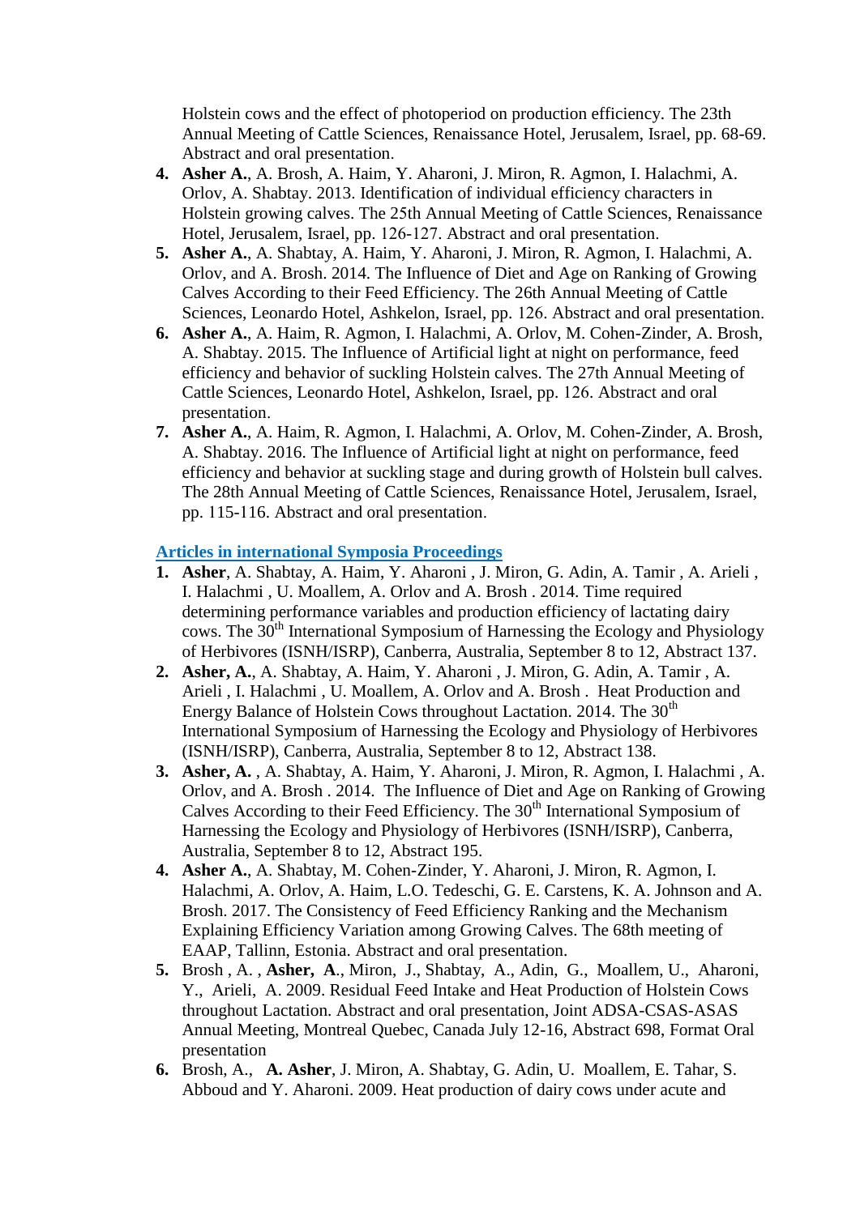Holstein cows and the effect of photoperiod on production efficiency. The 23th Annual Meeting of Cattle Sciences, Renaissance Hotel, Jerusalem, Israel, pp. 68-69. Abstract and oral presentation.

4. **Asher A.**, A. Brosh, A. Haim, Y. Aharoni, J. Miron, R. Agmon, I. Halachmi, A. Orlov, A. Shabtay. 2013. Identification of individual efficiency characters in Holstein growing calves. The 25th Annual Meeting of Cattle Sciences, Renaissance Hotel, Jerusalem, Israel, pp. 126-127. Abstract and oral presentation.
5. **Asher A.**, A. Shabtay, A. Haim, Y. Aharoni, J. Miron, R. Agmon, I. Halachmi, A. Orlov, and A. Brosh. 2014. The Influence of Diet and Age on Ranking of Growing Calves According to their Feed Efficiency. The 26th Annual Meeting of Cattle Sciences, Leonardo Hotel, Ashkelon, Israel, pp. 126. Abstract and oral presentation.
6. **Asher A.**, A. Haim, R. Agmon, I. Halachmi, A. Orlov, M. Cohen-Zinder, A. Brosh, A. Shabtay. 2015. The Influence of Artificial light at night on performance, feed efficiency and behavior of suckling Holstein calves. The 27th Annual Meeting of Cattle Sciences, Leonardo Hotel, Ashkelon, Israel, pp. 126. Abstract and oral presentation.
7. **Asher A.**, A. Haim, R. Agmon, I. Halachmi, A. Orlov, M. Cohen-Zinder, A. Brosh, A. Shabtay. 2016. The Influence of Artificial light at night on performance, feed efficiency and behavior at suckling stage and during growth of Holstein bull calves. The 28th Annual Meeting of Cattle Sciences, Renaissance Hotel, Jerusalem, Israel, pp. 115-116. Abstract and oral presentation.

## Articles in international Symposia Proceedings

1. **Asher**, A. Shabtay, A. Haim, Y. Aharoni , J. Miron, G. Adin, A. Tamir , A. Arieli , I. Halachmi , U. Moallem, A. Orlov and A. Brosh . 2014. Time required determining performance variables and production efficiency of lactating dairy cows. The 30th International Symposium of Harnessing the Ecology and Physiology of Herbivores (ISNH/ISRP), Canberra, Australia, September 8 to 12, Abstract 137.
2. **Asher, A.**, A. Shabtay, A. Haim, Y. Aharoni , J. Miron, G. Adin, A. Tamir , A. Arieli , I. Halachmi , U. Moallem, A. Orlov and A. Brosh . Heat Production and Energy Balance of Holstein Cows throughout Lactation. 2014. The 30th International Symposium of Harnessing the Ecology and Physiology of Herbivores (ISNH/ISRP), Canberra, Australia, September 8 to 12, Abstract 138.
3. **Asher, A.** , A. Shabtay, A. Haim, Y. Aharoni, J. Miron, R. Agmon, I. Halachmi , A. Orlov, and A. Brosh . 2014. The Influence of Diet and Age on Ranking of Growing Calves According to their Feed Efficiency. The 30th International Symposium of Harnessing the Ecology and Physiology of Herbivores (ISNH/ISRP), Canberra, Australia, September 8 to 12, Abstract 195.
4. **Asher A.**, A. Shabtay, M. Cohen-Zinder, Y. Aharoni, J. Miron, R. Agmon, I. Halachmi, A. Orlov, A. Haim, L.O. Tedeschi, G. E. Carstens, K. A. Johnson and A. Brosh. 2017. The Consistency of Feed Efficiency Ranking and the Mechanism Explaining Efficiency Variation among Growing Calves. The 68th meeting of EAAP, Tallinn, Estonia. Abstract and oral presentation.
5. Brosh , A. , **Asher, A.**, Miron, J., Shabtay, A., Adin, G., Moallem, U., Aharoni, Y., Arieli, A. 2009. Residual Feed Intake and Heat Production of Holstein Cows throughout Lactation. Abstract and oral presentation, Joint ADSA-CSAS-ASAS Annual Meeting, Montreal Quebec, Canada July 12-16, Abstract 698, Format Oral presentation
6. Brosh, A., **A. Asher**, J. Miron, A. Shabtay, G. Adin, U. Moallem, E. Tahar, S. Abboud and Y. Aharoni. 2009. Heat production of dairy cows under acute and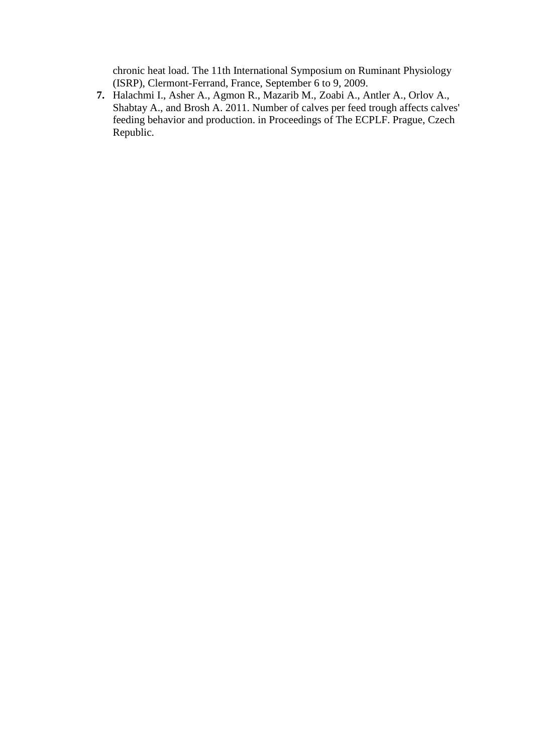chronic heat load. The 11th International Symposium on Ruminant Physiology (ISRP), Clermont-Ferrand, France, September 6 to 9, 2009.

7. Halachmi I., Asher A., Agmon R., Mazarib M., Zoabi A., Antler A., Orlov A., Shabtay A., and Brosh A. 2011. Number of calves per feed trough affects calves' feeding behavior and production. in Proceedings of The ECPLF. Prague, Czech Republic.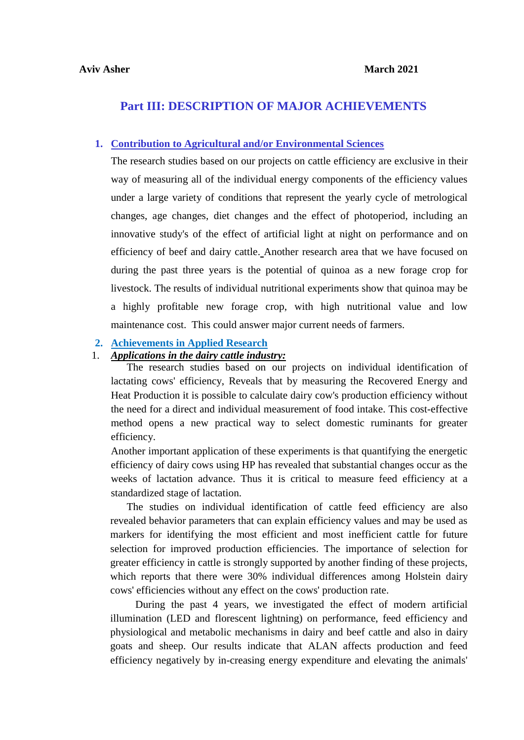**Aviv Asher** **March 2021**

# Part III: DESCRIPTION OF MAJOR ACHIEVEMENTS

## 1. Contribution to Agricultural and/or Environmental Sciences

The research studies based on our projects on cattle efficiency are exclusive in their way of measuring all of the individual energy components of the efficiency values under a large variety of conditions that represent the yearly cycle of metrological changes, age changes, diet changes and the effect of photoperiod, including an innovative study's of the effect of artificial light at night on performance and on efficiency of beef and dairy cattle. Another research area that we have focused on during the past three years is the potential of quinoa as a new forage crop for livestock. The results of individual nutritional experiments show that quinoa may be a highly profitable new forage crop, with high nutritional value and low maintenance cost. This could answer major current needs of farmers.

## 2. Achievements in Applied Research

1. ***Applications in the dairy cattle industry:***

The research studies based on our projects on individual identification of lactating cows' efficiency, Reveals that by measuring the Recovered Energy and Heat Production it is possible to calculate dairy cow's production efficiency without the need for a direct and individual measurement of food intake. This cost-effective method opens a new practical way to select domestic ruminants for greater efficiency.

Another important application of these experiments is that quantifying the energetic efficiency of dairy cows using HP has revealed that substantial changes occur as the weeks of lactation advance. Thus it is critical to measure feed efficiency at a standardized stage of lactation.

The studies on individual identification of cattle feed efficiency are also revealed behavior parameters that can explain efficiency values and may be used as markers for identifying the most efficient and most inefficient cattle for future selection for improved production efficiencies. The importance of selection for greater efficiency in cattle is strongly supported by another finding of these projects, which reports that there were 30% individual differences among Holstein dairy cows' efficiencies without any effect on the cows' production rate.

During the past 4 years, we investigated the effect of modern artificial illumination (LED and florescent lightning) on performance, feed efficiency and physiological and metabolic mechanisms in dairy and beef cattle and also in dairy goats and sheep. Our results indicate that ALAN affects production and feed efficiency negatively by in-creasing energy expenditure and elevating the animals'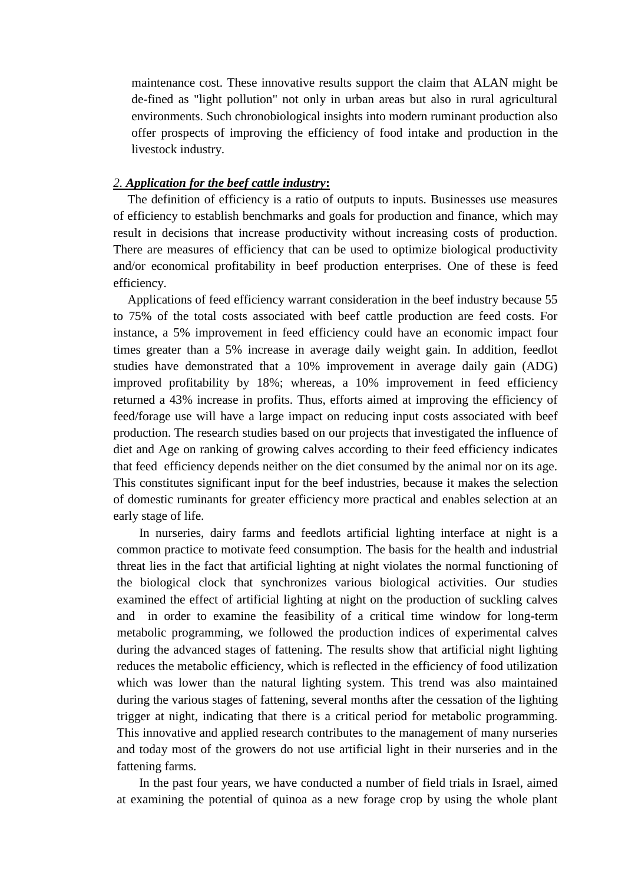maintenance cost. These innovative results support the claim that ALAN might be de-fined as "light pollution" not only in urban areas but also in rural agricultural environments. Such chronobiological insights into modern ruminant production also offer prospects of improving the efficiency of food intake and production in the livestock industry.

## *2. **Application for the beef cattle industry**:*

The definition of efficiency is a ratio of outputs to inputs. Businesses use measures of efficiency to establish benchmarks and goals for production and finance, which may result in decisions that increase productivity without increasing costs of production. There are measures of efficiency that can be used to optimize biological productivity and/or economical profitability in beef production enterprises. One of these is feed efficiency.

Applications of feed efficiency warrant consideration in the beef industry because 55 to 75% of the total costs associated with beef cattle production are feed costs. For instance, a 5% improvement in feed efficiency could have an economic impact four times greater than a 5% increase in average daily weight gain. In addition, feedlot studies have demonstrated that a 10% improvement in average daily gain (ADG) improved profitability by 18%; whereas, a 10% improvement in feed efficiency returned a 43% increase in profits. Thus, efforts aimed at improving the efficiency of feed/forage use will have a large impact on reducing input costs associated with beef production. The research studies based on our projects that investigated the influence of diet and Age on ranking of growing calves according to their feed efficiency indicates that feed efficiency depends neither on the diet consumed by the animal nor on its age. This constitutes significant input for the beef industries, because it makes the selection of domestic ruminants for greater efficiency more practical and enables selection at an early stage of life.

In nurseries, dairy farms and feedlots artificial lighting interface at night is a common practice to motivate feed consumption. The basis for the health and industrial threat lies in the fact that artificial lighting at night violates the normal functioning of the biological clock that synchronizes various biological activities. Our studies examined the effect of artificial lighting at night on the production of suckling calves and in order to examine the feasibility of a critical time window for long-term metabolic programming, we followed the production indices of experimental calves during the advanced stages of fattening. The results show that artificial night lighting reduces the metabolic efficiency, which is reflected in the efficiency of food utilization which was lower than the natural lighting system. This trend was also maintained during the various stages of fattening, several months after the cessation of the lighting trigger at night, indicating that there is a critical period for metabolic programming. This innovative and applied research contributes to the management of many nurseries and today most of the growers do not use artificial light in their nurseries and in the fattening farms.

In the past four years, we have conducted a number of field trials in Israel, aimed at examining the potential of quinoa as a new forage crop by using the whole plant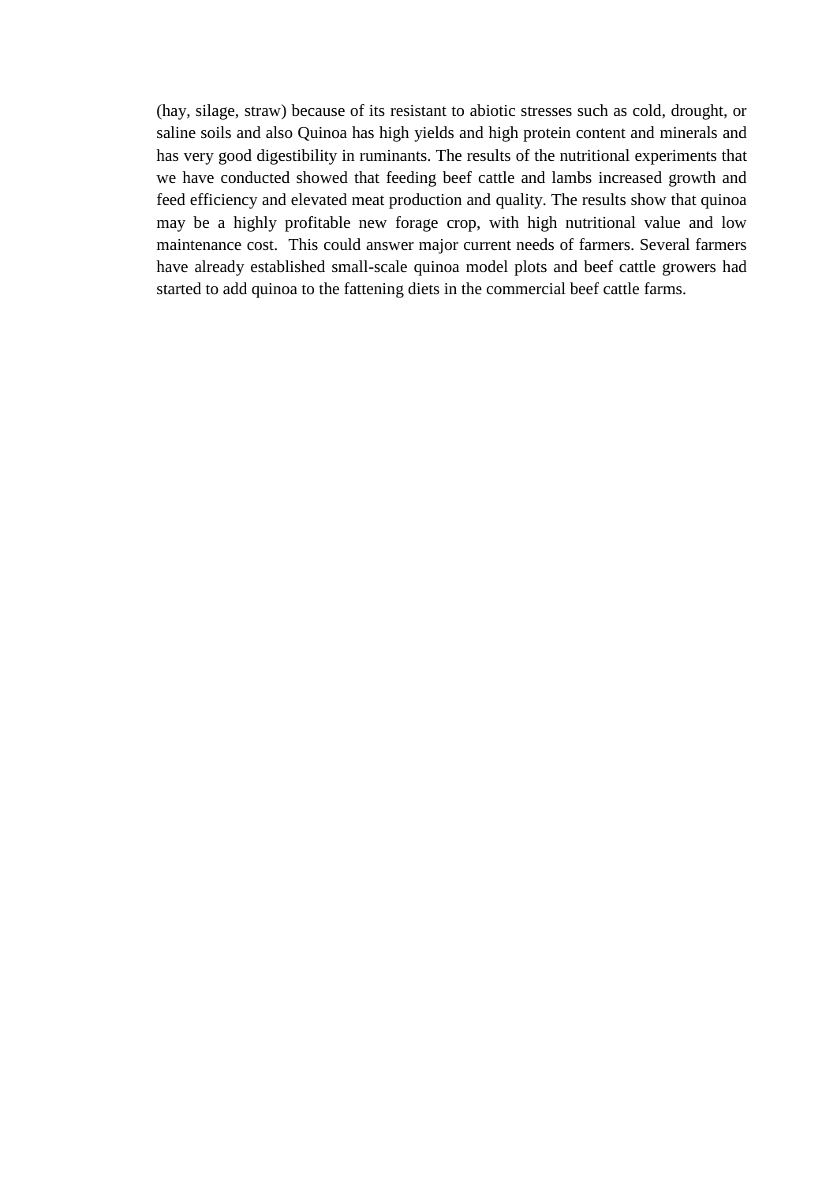(hay, silage, straw) because of its resistant to abiotic stresses such as cold, drought, or saline soils and also Quinoa has high yields and high protein content and minerals and has very good digestibility in ruminants. The results of the nutritional experiments that we have conducted showed that feeding beef cattle and lambs increased growth and feed efficiency and elevated meat production and quality. The results show that quinoa may be a highly profitable new forage crop, with high nutritional value and low maintenance cost. This could answer major current needs of farmers. Several farmers have already established small-scale quinoa model plots and beef cattle growers had started to add quinoa to the fattening diets in the commercial beef cattle farms.